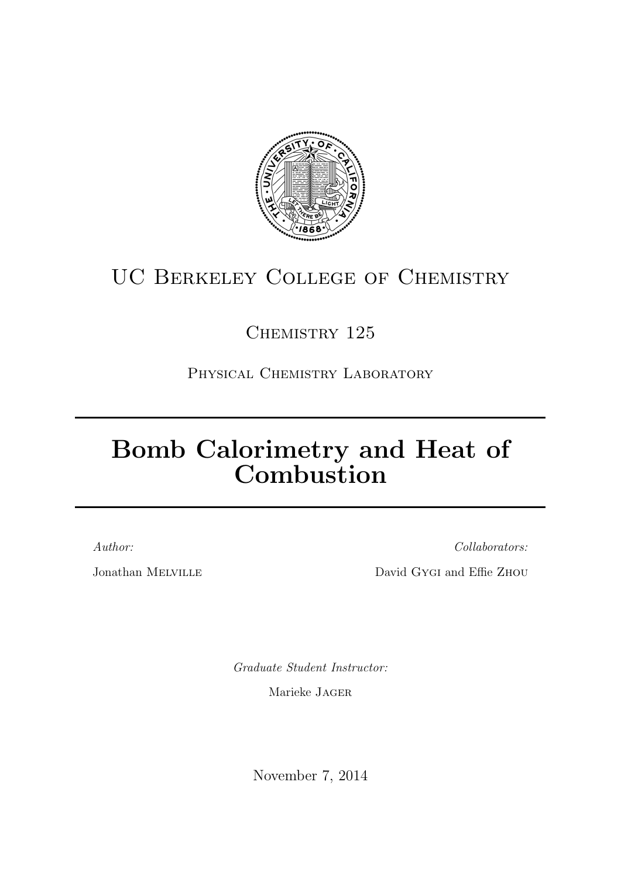UC Berkeley College of Chemistry

Chemistry 125

Physical Chemistry Laboratory

# Bomb Calorimetry and Heat of Combustion

*Author:*

Jonathan Melville

*Collaborators:*

David Gygi and Effie Zhou

*Graduate Student Instructor:*

Marieke Jager

November 7, 2014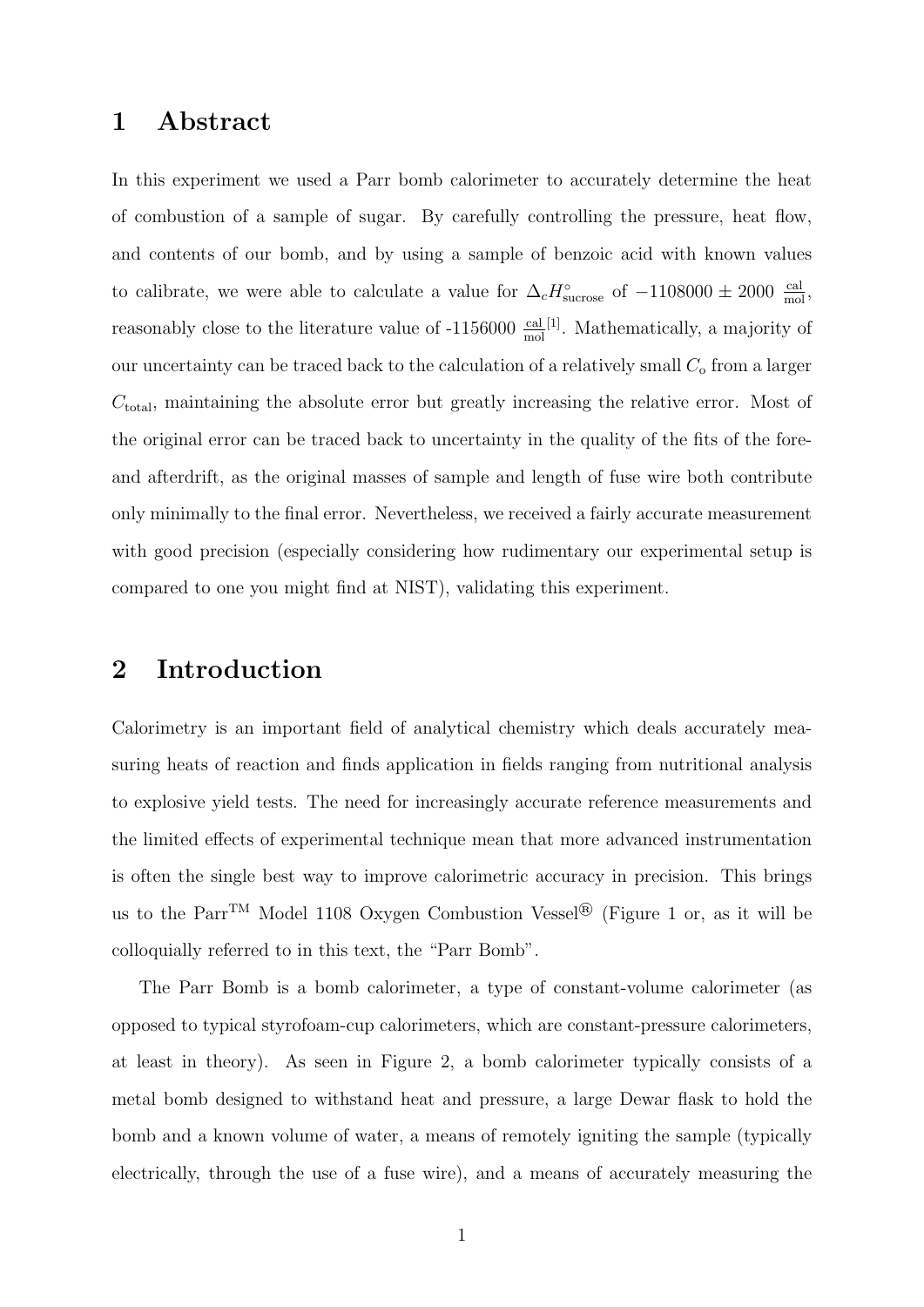# 1 Abstract

In this experiment we used a Parr bomb calorimeter to accurately determine the heat of combustion of a sample of sugar. By carefully controlling the pressure, heat flow, and contents of our bomb, and by using a sample of benzoic acid with known values to calibrate, we were able to calculate a value for $\Delta_c H^\circ_{\text{sucrose}}$ of $-1108000 \pm 2000 \ \frac{\text{cal}}{\text{mol}}$, reasonably close to the literature value of -1156000 $\frac{\text{cal}}{\text{mol}}$[1]. Mathematically, a majority of our uncertainty can be traced back to the calculation of a relatively small $C_\text{o}$ from a larger $C_{\text{total}}$, maintaining the absolute error but greatly increasing the relative error. Most of the original error can be traced back to uncertainty in the quality of the fits of the fore- and afterdrift, as the original masses of sample and length of fuse wire both contribute only minimally to the final error. Nevertheless, we received a fairly accurate measurement with good precision (especially considering how rudimentary our experimental setup is compared to one you might find at NIST), validating this experiment.

# 2 Introduction

Calorimetry is an important field of analytical chemistry which deals accurately measuring heats of reaction and finds application in fields ranging from nutritional analysis to explosive yield tests. The need for increasingly accurate reference measurements and the limited effects of experimental technique mean that more advanced instrumentation is often the single best way to improve calorimetric accuracy in precision. This brings us to the Parr™ Model 1108 Oxygen Combustion Vessel® (Figure 1 or, as it will be colloquially referred to in this text, the "Parr Bomb".

The Parr Bomb is a bomb calorimeter, a type of constant-volume calorimeter (as opposed to typical styrofoam-cup calorimeters, which are constant-pressure calorimeters, at least in theory). As seen in Figure 2, a bomb calorimeter typically consists of a metal bomb designed to withstand heat and pressure, a large Dewar flask to hold the bomb and a known volume of water, a means of remotely igniting the sample (typically electrically, through the use of a fuse wire), and a means of accurately measuring the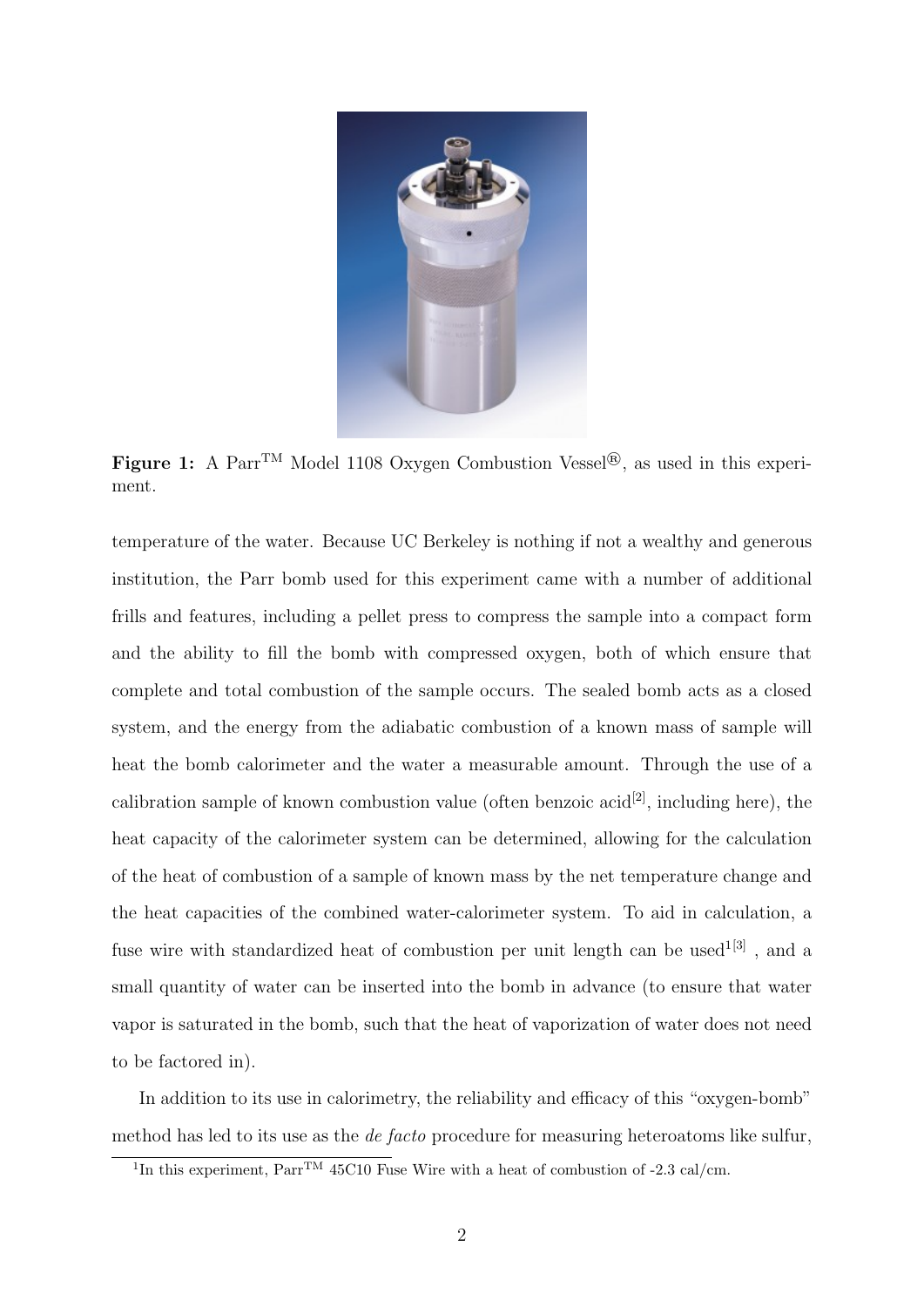**Figure 1:** A Parr™ Model 1108 Oxygen Combustion Vessel®, as used in this experiment.

temperature of the water. Because UC Berkeley is nothing if not a wealthy and generous institution, the Parr bomb used for this experiment came with a number of additional frills and features, including a pellet press to compress the sample into a compact form and the ability to fill the bomb with compressed oxygen, both of which ensure that complete and total combustion of the sample occurs. The sealed bomb acts as a closed system, and the energy from the adiabatic combustion of a known mass of sample will heat the bomb calorimeter and the water a measurable amount. Through the use of a calibration sample of known combustion value (often benzoic acid[2], including here), the heat capacity of the calorimeter system can be determined, allowing for the calculation of the heat of combustion of a sample of known mass by the net temperature change and the heat capacities of the combined water-calorimeter system. To aid in calculation, a fuse wire with standardized heat of combustion per unit length can be used[1][3] , and a small quantity of water can be inserted into the bomb in advance (to ensure that water vapor is saturated in the bomb, such that the heat of vaporization of water does not need to be factored in).

In addition to its use in calorimetry, the reliability and efficacy of this "oxygen-bomb" method has led to its use as the *de facto* procedure for measuring heteroatoms like sulfur,

[1] In this experiment, Parr™ 45C10 Fuse Wire with a heat of combustion of -2.3 cal/cm.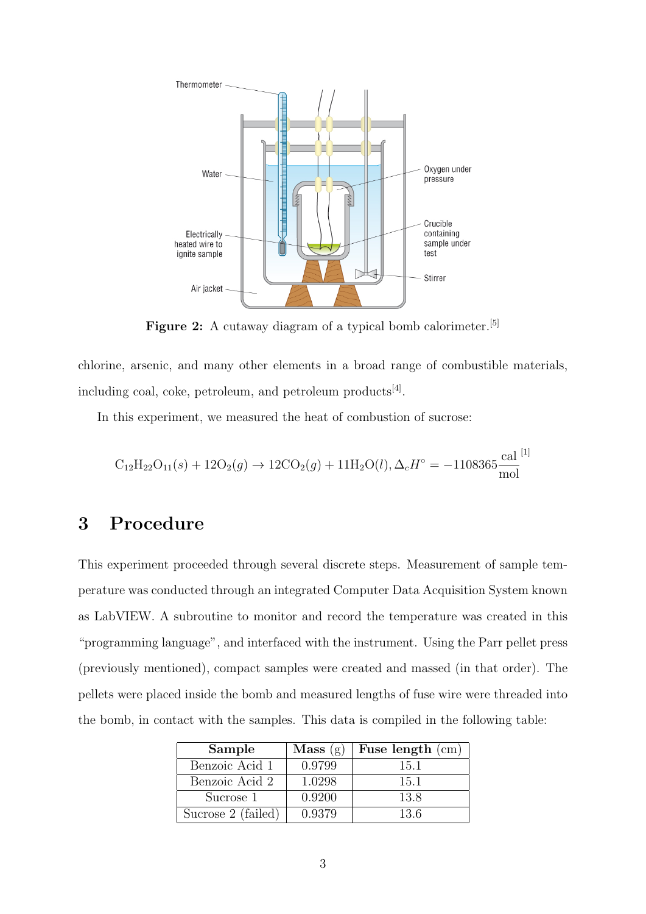Figure 2: A cutaway diagram of a typical bomb calorimeter.[5]

chlorine, arsenic, and many other elements in a broad range of combustible materials, including coal, coke, petroleum, and petroleum products[4].

In this experiment, we measured the heat of combustion of sucrose:

$$C_{12}H_{22}O_{11}(s) + 12O_2(g) \rightarrow 12CO_2(g) + 11H_2O(l), \Delta_c H^\circ = -1108365 \frac{\text{cal}}{\text{mol}}$$ [1]

## 3 Procedure

This experiment proceeded through several discrete steps. Measurement of sample temperature was conducted through an integrated Computer Data Acquisition System known as LabVIEW. A subroutine to monitor and record the temperature was created in this "programming language", and interfaced with the instrument. Using the Parr pellet press (previously mentioned), compact samples were created and massed (in that order). The pellets were placed inside the bomb and measured lengths of fuse wire were threaded into the bomb, in contact with the samples. This data is compiled in the following table:

| **Sample** | **Mass** (g) | **Fuse length** (cm) |
|---|---|---|
| Benzoic Acid 1 | 0.9799 | 15.1 |
| Benzoic Acid 2 | 1.0298 | 15.1 |
| Sucrose 1 | 0.9200 | 13.8 |
| Sucrose 2 (failed) | 0.9379 | 13.6 |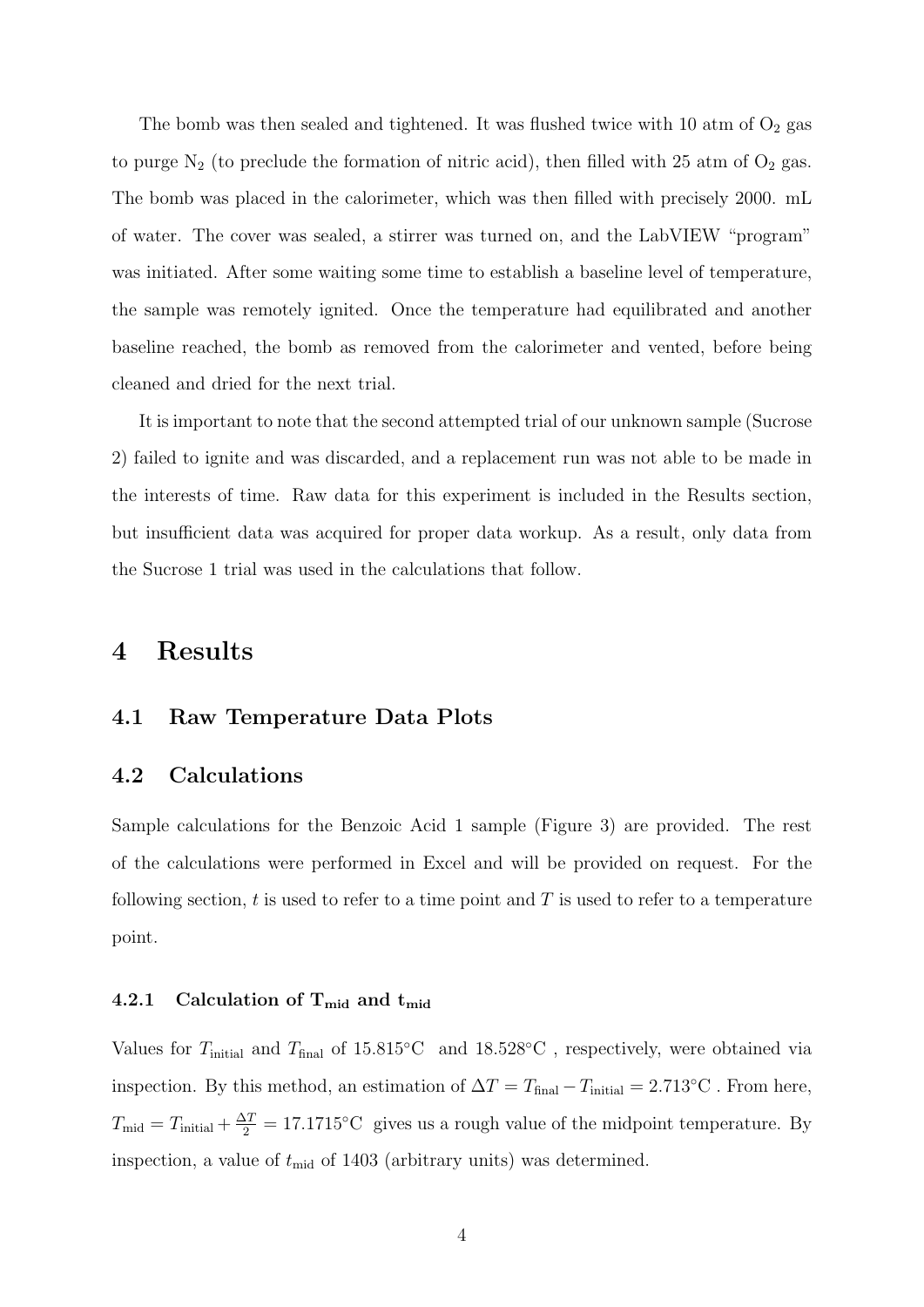The bomb was then sealed and tightened. It was flushed twice with 10 atm of $O_2$ gas to purge $N_2$ (to preclude the formation of nitric acid), then filled with 25 atm of $O_2$ gas. The bomb was placed in the calorimeter, which was then filled with precisely 2000. mL of water. The cover was sealed, a stirrer was turned on, and the LabVIEW "program" was initiated. After some waiting some time to establish a baseline level of temperature, the sample was remotely ignited. Once the temperature had equilibrated and another baseline reached, the bomb as removed from the calorimeter and vented, before being cleaned and dried for the next trial.

It is important to note that the second attempted trial of our unknown sample (Sucrose 2) failed to ignite and was discarded, and a replacement run was not able to be made in the interests of time. Raw data for this experiment is included in the Results section, but insufficient data was acquired for proper data workup. As a result, only data from the Sucrose 1 trial was used in the calculations that follow.

# 4 Results

## 4.1 Raw Temperature Data Plots

## 4.2 Calculations

Sample calculations for the Benzoic Acid 1 sample (Figure 3) are provided. The rest of the calculations were performed in Excel and will be provided on request. For the following section, $t$ is used to refer to a time point and $T$ is used to refer to a temperature point.

### 4.2.1 Calculation of $T_{mid}$ and $t_{mid}$

Values for $T_{\text{initial}}$ and $T_{\text{final}}$ of 15.815°C and 18.528°C , respectively, were obtained via inspection. By this method, an estimation of $\Delta T = T_{\text{final}} - T_{\text{initial}} = 2.713°\text{C}$ . From here, $T_{\text{mid}} = T_{\text{initial}} + \frac{\Delta T}{2} = 17.1715°\text{C}$ gives us a rough value of the midpoint temperature. By inspection, a value of $t_{\text{mid}}$ of 1403 (arbitrary units) was determined.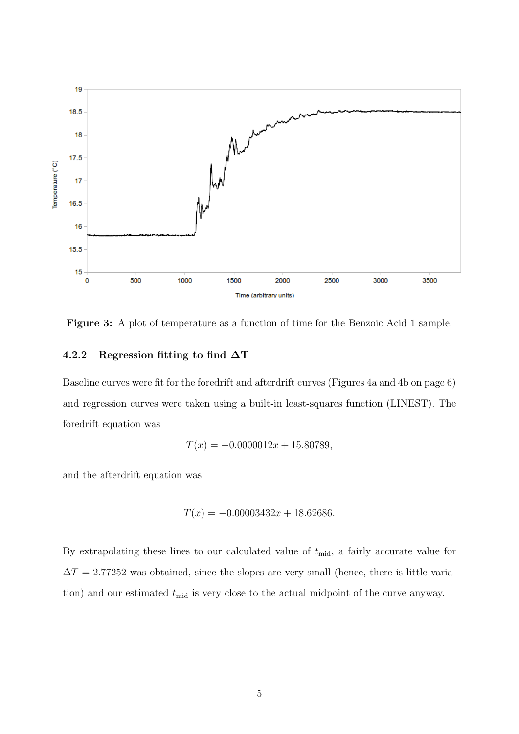**Figure 3:** A plot of temperature as a function of time for the Benzoic Acid 1 sample.

### 4.2.2 Regression fitting to find ΔT

Baseline curves were fit for the foredrift and afterdrift curves (Figures 4a and 4b on page 6) and regression curves were taken using a built-in least-squares function (LINEST). The foredrift equation was

$$T(x) = -0.0000012x + 15.80789,$$

and the afterdrift equation was

$$T(x) = -0.00003432x + 18.62686.$$

By extrapolating these lines to our calculated value of $t_{\text{mid}}$, a fairly accurate value for $\Delta T = 2.77252$ was obtained, since the slopes are very small (hence, there is little variation) and our estimated $t_{\text{mid}}$ is very close to the actual midpoint of the curve anyway.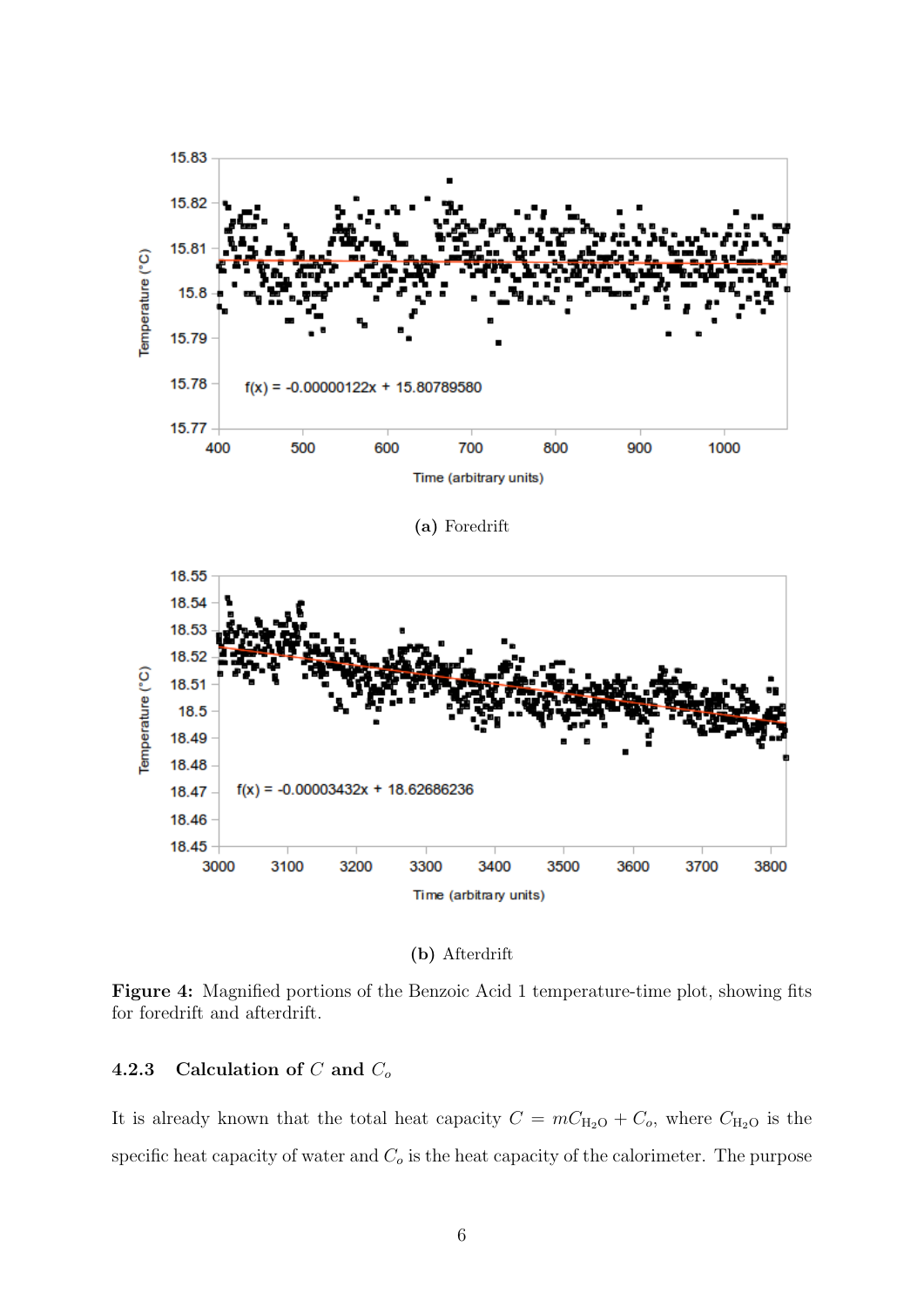(a) Foredrift

(b) Afterdrift

**Figure 4:** Magnified portions of the Benzoic Acid 1 temperature-time plot, showing fits for foredrift and afterdrift.

### 4.2.3 Calculation of $C$ and $C_o$

It is already known that the total heat capacity $C = mC_{\mathrm{H_2O}} + C_o$, where $C_{\mathrm{H_2O}}$ is the specific heat capacity of water and $C_o$ is the heat capacity of the calorimeter. The purpose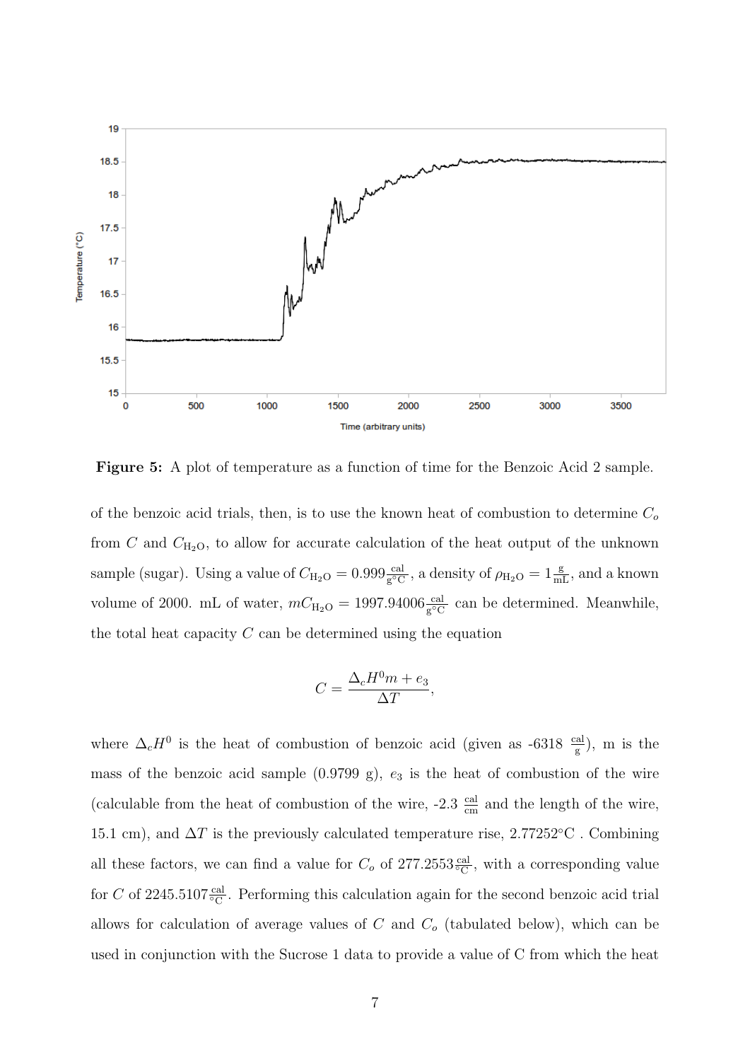**Figure 5:** A plot of temperature as a function of time for the Benzoic Acid 2 sample.

of the benzoic acid trials, then, is to use the known heat of combustion to determine $C_o$ from $C$ and $C_{\mathrm{H_2O}}$, to allow for accurate calculation of the heat output of the unknown sample (sugar). Using a value of $C_{\mathrm{H_2O}} = 0.999 \frac{\mathrm{cal}}{\mathrm{g^\circ C}}$, a density of $\rho_{\mathrm{H_2O}} = 1 \frac{\mathrm{g}}{\mathrm{mL}}$, and a known volume of 2000. mL of water, $mC_{\mathrm{H_2O}} = 1997.94006 \frac{\mathrm{cal}}{\mathrm{g^\circ C}}$ can be determined. Meanwhile, the total heat capacity $C$ can be determined using the equation

$$C = \frac{\Delta_c H^0 m + e_3}{\Delta T},$$

where $\Delta_c H^0$ is the heat of combustion of benzoic acid (given as -6318 $\frac{\mathrm{cal}}{\mathrm{g}}$), m is the mass of the benzoic acid sample (0.9799 g), $e_3$ is the heat of combustion of the wire (calculable from the heat of combustion of the wire, -2.3 $\frac{\mathrm{cal}}{\mathrm{cm}}$ and the length of the wire, 15.1 cm), and $\Delta T$ is the previously calculated temperature rise, 2.77252°C . Combining all these factors, we can find a value for $C_o$ of $277.2553 \frac{\mathrm{cal}}{^\circ\mathrm{C}}$, with a corresponding value for $C$ of $2245.5107 \frac{\mathrm{cal}}{^\circ\mathrm{C}}$. Performing this calculation again for the second benzoic acid trial allows for calculation of average values of $C$ and $C_o$ (tabulated below), which can be used in conjunction with the Sucrose 1 data to provide a value of C from which the heat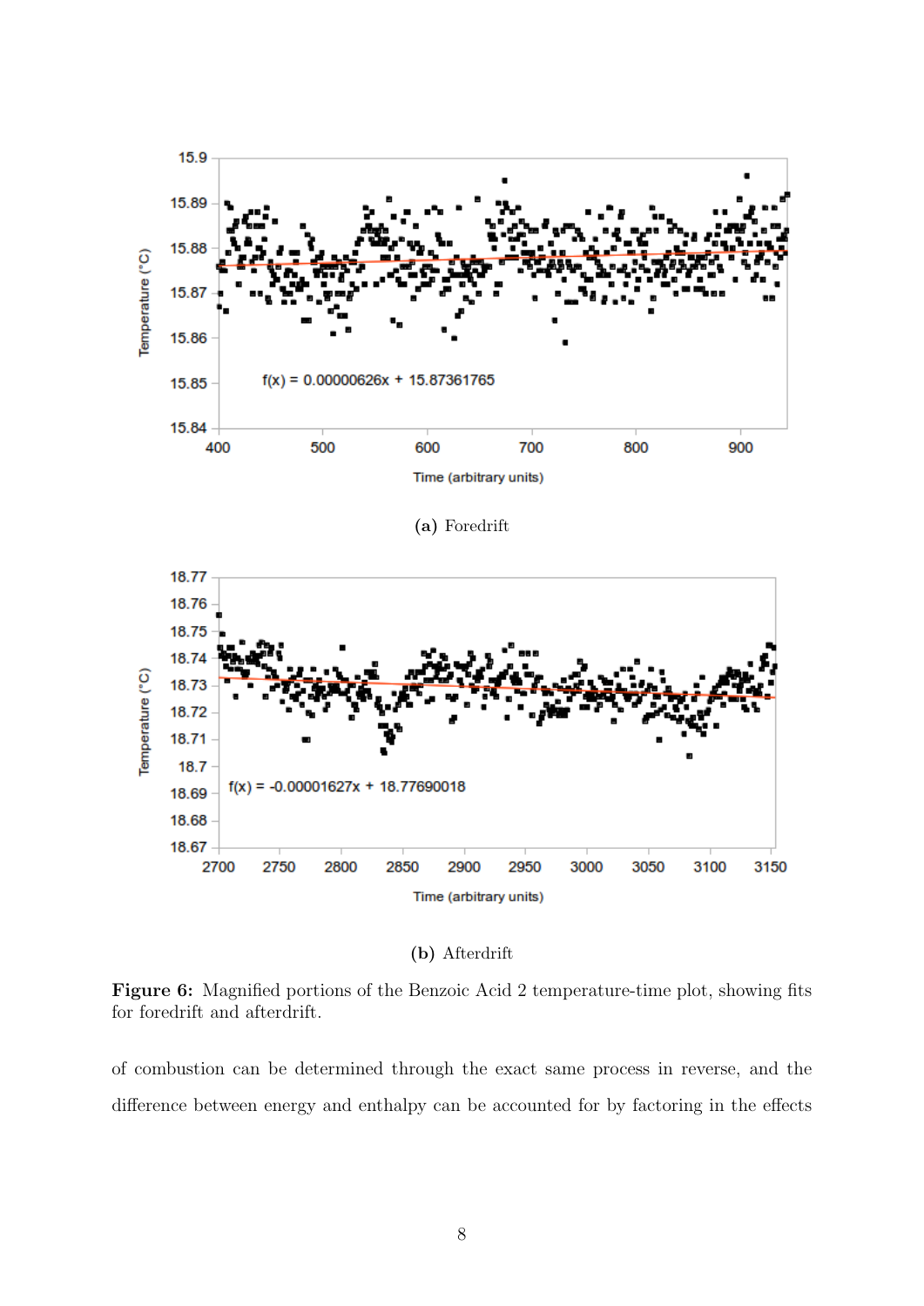(a) Foredrift

(b) Afterdrift

**Figure 6:** Magnified portions of the Benzoic Acid 2 temperature-time plot, showing fits for foredrift and afterdrift.

of combustion can be determined through the exact same process in reverse, and the difference between energy and enthalpy can be accounted for by factoring in the effects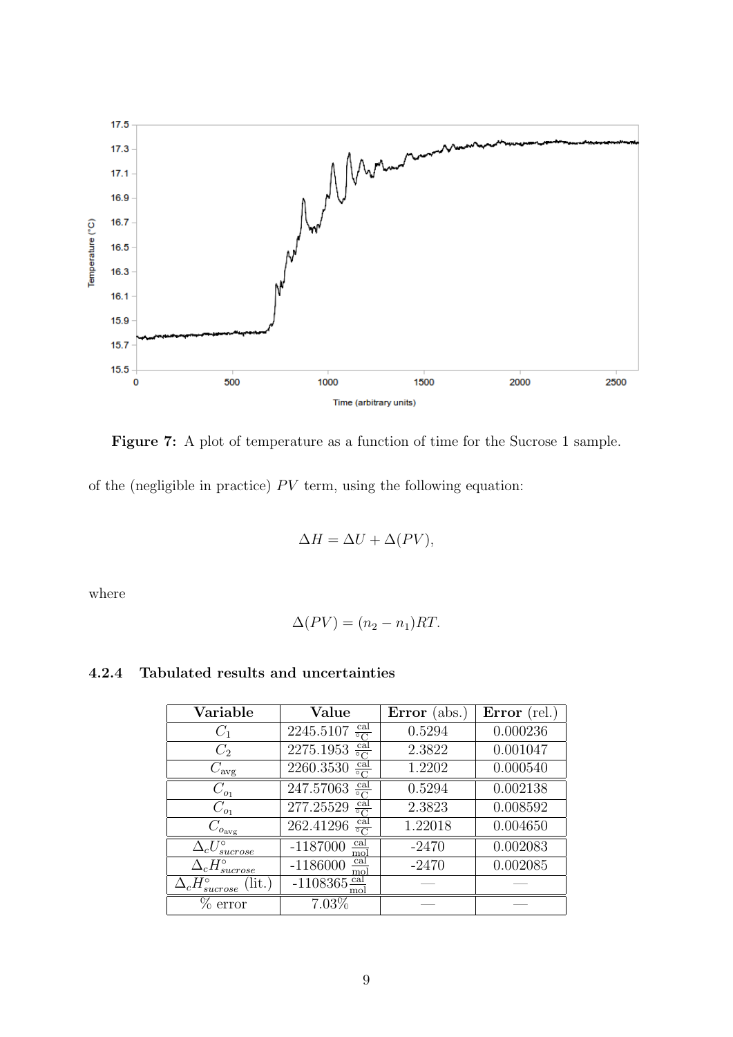**Figure 7:** A plot of temperature as a function of time for the Sucrose 1 sample.

of the (negligible in practice) $PV$ term, using the following equation:

$$\Delta H = \Delta U + \Delta(PV),$$

where

$$\Delta(PV) = (n_2 - n_1)RT.$$

#### 4.2.4 Tabulated results and uncertainties

| Variable | Value | **Error** (abs.) | **Error** (rel.) |
|---|---|---|---|
| $C_1$ | 2245.5107 $\frac{\text{cal}}{^\circ\text{C}}$ | 0.5294 | 0.000236 |
| $C_2$ | 2275.1953 $\frac{\text{cal}}{^\circ\text{C}}$ | 2.3822 | 0.001047 |
| $C_{\text{avg}}$ | 2260.3530 $\frac{\text{cal}}{^\circ\text{C}}$ | 1.2202 | 0.000540 |
| $C_{o_1}$ | 247.57063 $\frac{\text{cal}}{^\circ\text{C}}$ | 0.5294 | 0.002138 |
| $C_{o_1}$ | 277.25529 $\frac{\text{cal}}{^\circ\text{C}}$ | 2.3823 | 0.008592 |
| $C_{o_{\text{avg}}}$ | 262.41296 $\frac{\text{cal}}{^\circ\text{C}}$ | 1.22018 | 0.004650 |
| $\Delta_c U^\circ_{sucrose}$ | -1187000 $\frac{\text{cal}}{\text{mol}}$ | -2470 | 0.002083 |
| $\Delta_c H^\circ_{sucrose}$ | -1186000 $\frac{\text{cal}}{\text{mol}}$ | -2470 | 0.002085 |
| $\Delta_c H^\circ_{sucrose}$ (lit.) | -1108365 $\frac{\text{cal}}{\text{mol}}$ | — | — |
| % error | 7.03% | — | — |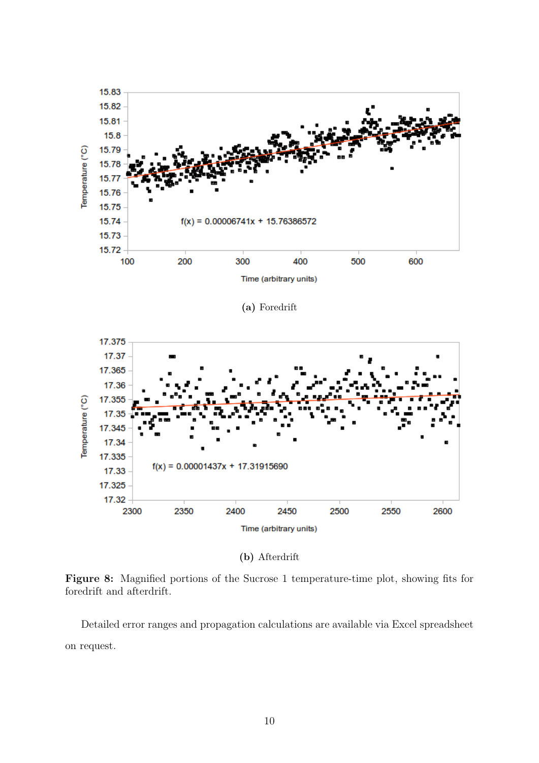(a) Foredrift

(b) Afterdrift

**Figure 8:** Magnified portions of the Sucrose 1 temperature-time plot, showing fits for foredrift and afterdrift.

Detailed error ranges and propagation calculations are available via Excel spreadsheet on request.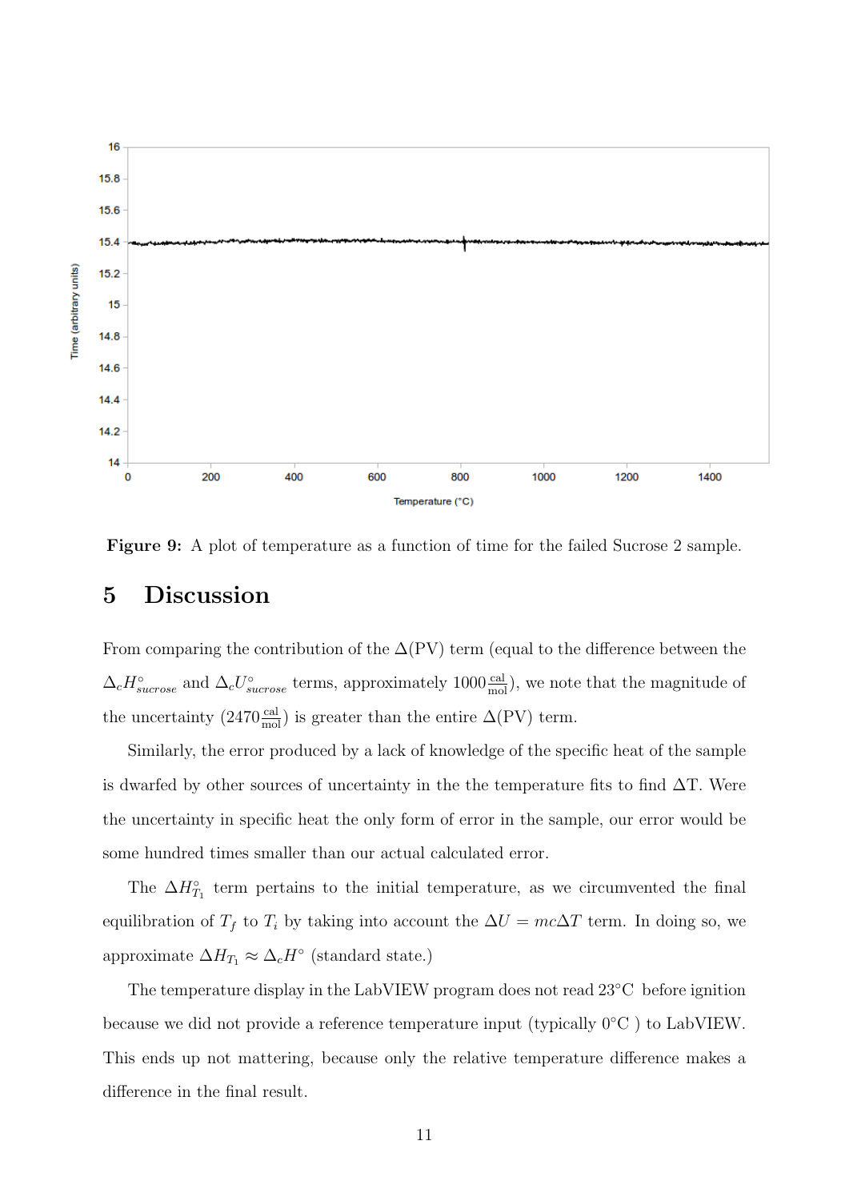Figure 9: A plot of temperature as a function of time for the failed Sucrose 2 sample.

## 5 Discussion

From comparing the contribution of the $\Delta$(PV) term (equal to the difference between the $\Delta_c H^\circ_{sucrose}$ and $\Delta_c U^\circ_{sucrose}$ terms, approximately $1000\frac{\text{cal}}{\text{mol}}$), we note that the magnitude of the uncertainty ($2470\frac{\text{cal}}{\text{mol}}$) is greater than the entire $\Delta$(PV) term.

Similarly, the error produced by a lack of knowledge of the specific heat of the sample is dwarfed by other sources of uncertainty in the the temperature fits to find $\Delta$T. Were the uncertainty in specific heat the only form of error in the sample, our error would be some hundred times smaller than our actual calculated error.

The $\Delta H^\circ_{T_1}$ term pertains to the initial temperature, as we circumvented the final equilibration of $T_f$ to $T_i$ by taking into account the $\Delta U = mc\Delta T$ term. In doing so, we approximate $\Delta H_{T_1} \approx \Delta_c H^\circ$ (standard state.)

The temperature display in the LabVIEW program does not read 23°C before ignition because we did not provide a reference temperature input (typically 0°C ) to LabVIEW. This ends up not mattering, because only the relative temperature difference makes a difference in the final result.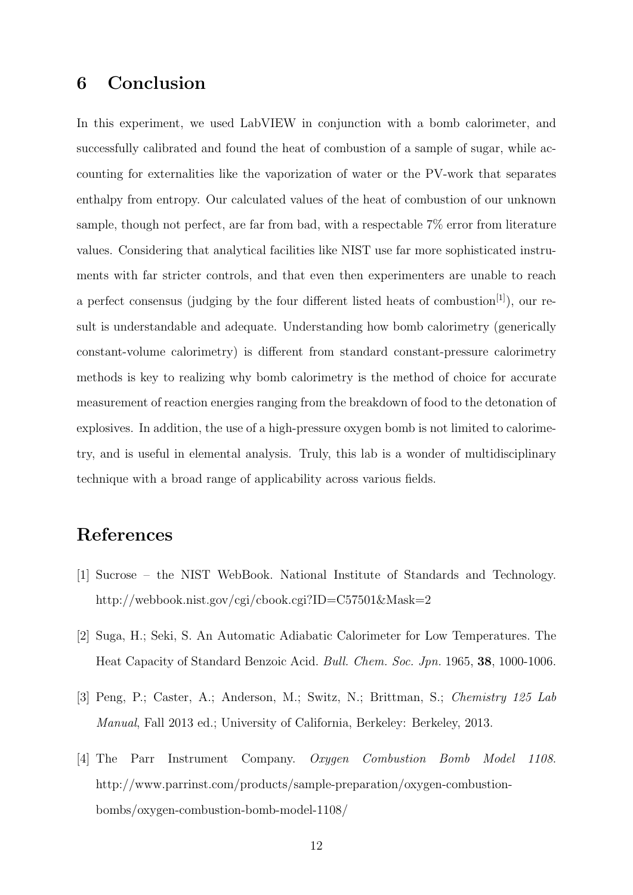## 6 Conclusion

In this experiment, we used LabVIEW in conjunction with a bomb calorimeter, and successfully calibrated and found the heat of combustion of a sample of sugar, while accounting for externalities like the vaporization of water or the PV-work that separates enthalpy from entropy. Our calculated values of the heat of combustion of our unknown sample, though not perfect, are far from bad, with a respectable 7% error from literature values. Considering that analytical facilities like NIST use far more sophisticated instruments with far stricter controls, and that even then experimenters are unable to reach a perfect consensus (judging by the four different listed heats of combustion[1]), our result is understandable and adequate. Understanding how bomb calorimetry (generically constant-volume calorimetry) is different from standard constant-pressure calorimetry methods is key to realizing why bomb calorimetry is the method of choice for accurate measurement of reaction energies ranging from the breakdown of food to the detonation of explosives. In addition, the use of a high-pressure oxygen bomb is not limited to calorimetry, and is useful in elemental analysis. Truly, this lab is a wonder of multidisciplinary technique with a broad range of applicability across various fields.

## References

[1] Sucrose – the NIST WebBook. National Institute of Standards and Technology. http://webbook.nist.gov/cgi/cbook.cgi?ID=C57501&Mask=2

[2] Suga, H.; Seki, S. An Automatic Adiabatic Calorimeter for Low Temperatures. The Heat Capacity of Standard Benzoic Acid. *Bull. Chem. Soc. Jpn.* 1965, **38**, 1000-1006.

[3] Peng, P.; Caster, A.; Anderson, M.; Switz, N.; Brittman, S.; *Chemistry 125 Lab Manual*, Fall 2013 ed.; University of California, Berkeley: Berkeley, 2013.

[4] The Parr Instrument Company. *Oxygen Combustion Bomb Model 1108.* http://www.parrinst.com/products/sample-preparation/oxygen-combustion-bombs/oxygen-combustion-bomb-model-1108/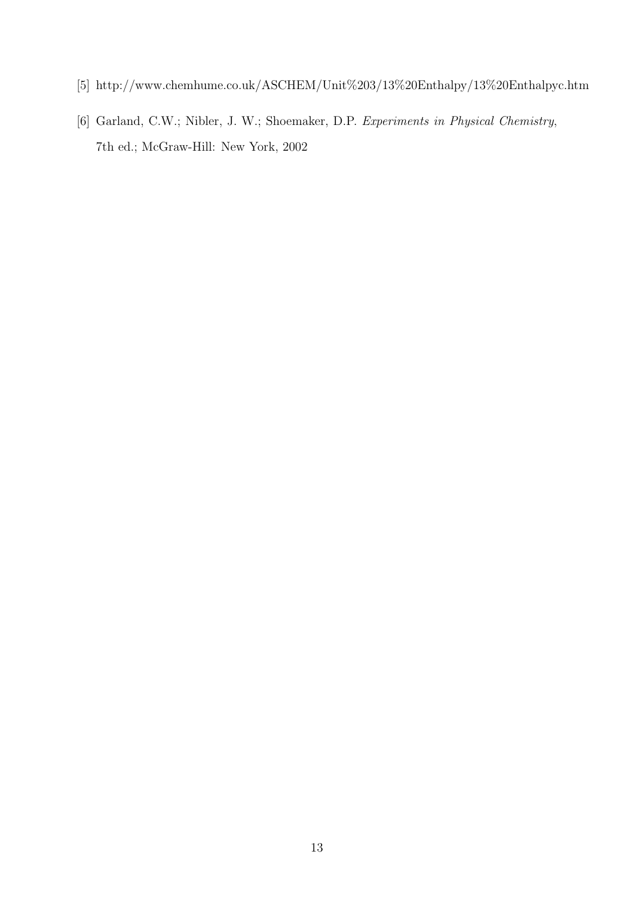[5] http://www.chemhume.co.uk/ASCHEM/Unit%203/13%20Enthalpy/13%20Enthalpyc.htm

[6] Garland, C.W.; Nibler, J. W.; Shoemaker, D.P. *Experiments in Physical Chemistry*, 7th ed.; McGraw-Hill: New York, 2002